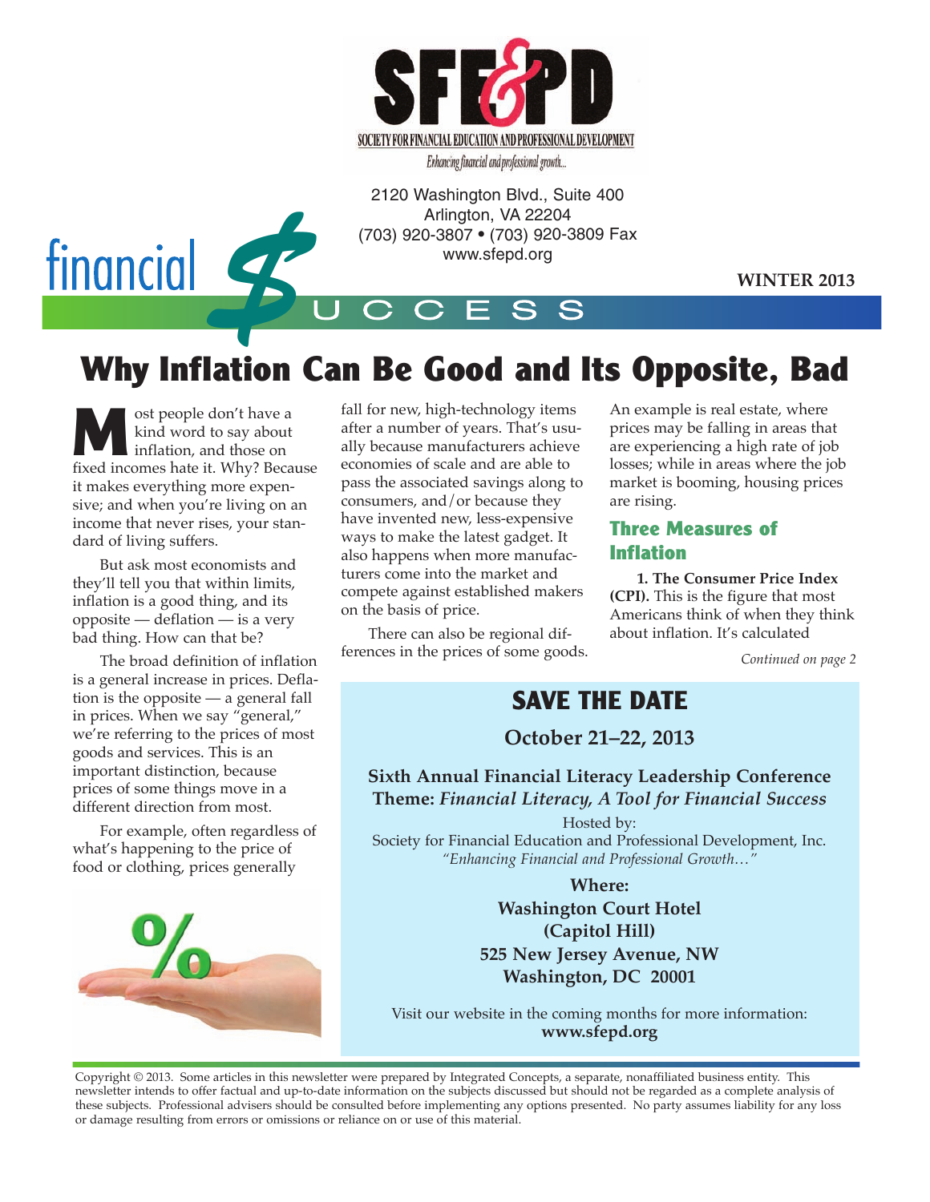SOCIETY FOR FINANCIAL EDUCATION AND PROFESSIONAL DEVELOPMENT

*Enhancing financial and professional growth...*

2120 Washington Blvd., Suite 400
Arlington, VA 22204
(703) 920-3807 • (703) 920-3809 Fax
www.sfepd.org

financial $UCCESS

**WINTER 2013**

# Why Inflation Can Be Good and Its Opposite, Bad

Most people don't have a kind word to say about inflation, and those on fixed incomes hate it. Why? Because it makes everything more expensive; and when you're living on an income that never rises, your standard of living suffers.

But ask most economists and they'll tell you that within limits, inflation is a good thing, and its opposite — deflation — is a very bad thing. How can that be?

The broad definition of inflation is a general increase in prices. Deflation is the opposite — a general fall in prices. When we say "general," we're referring to the prices of most goods and services. This is an important distinction, because prices of some things move in a different direction from most.

For example, often regardless of what's happening to the price of food or clothing, prices generally fall for new, high-technology items after a number of years. That's usually because manufacturers achieve economies of scale and are able to pass the associated savings along to consumers, and/or because they have invented new, less-expensive ways to make the latest gadget. It also happens when more manufacturers come into the market and compete against established makers on the basis of price.

There can also be regional differences in the prices of some goods. An example is real estate, where prices may be falling in areas that are experiencing a high rate of job losses; while in areas where the job market is booming, housing prices are rising.

## Three Measures of Inflation

**1. The Consumer Price Index (CPI).** This is the figure that most Americans think of when they think about inflation. It's calculated

*Continued on page 2*

## SAVE THE DATE

**October 21–22, 2013**

**Sixth Annual Financial Literacy Leadership Conference**
**Theme:** ***Financial Literacy, A Tool for Financial Success***

Hosted by:
Society for Financial Education and Professional Development, Inc.
*"Enhancing Financial and Professional Growth…"*

**Where:**
**Washington Court Hotel**
**(Capitol Hill)**
**525 New Jersey Avenue, NW**
**Washington, DC 20001**

Visit our website in the coming months for more information:
**www.sfepd.org**

Copyright © 2013. Some articles in this newsletter were prepared by Integrated Concepts, a separate, nonaffiliated business entity. This newsletter intends to offer factual and up-to-date information on the subjects discussed but should not be regarded as a complete analysis of these subjects. Professional advisers should be consulted before implementing any options presented. No party assumes liability for any loss or damage resulting from errors or omissions or reliance on or use of this material.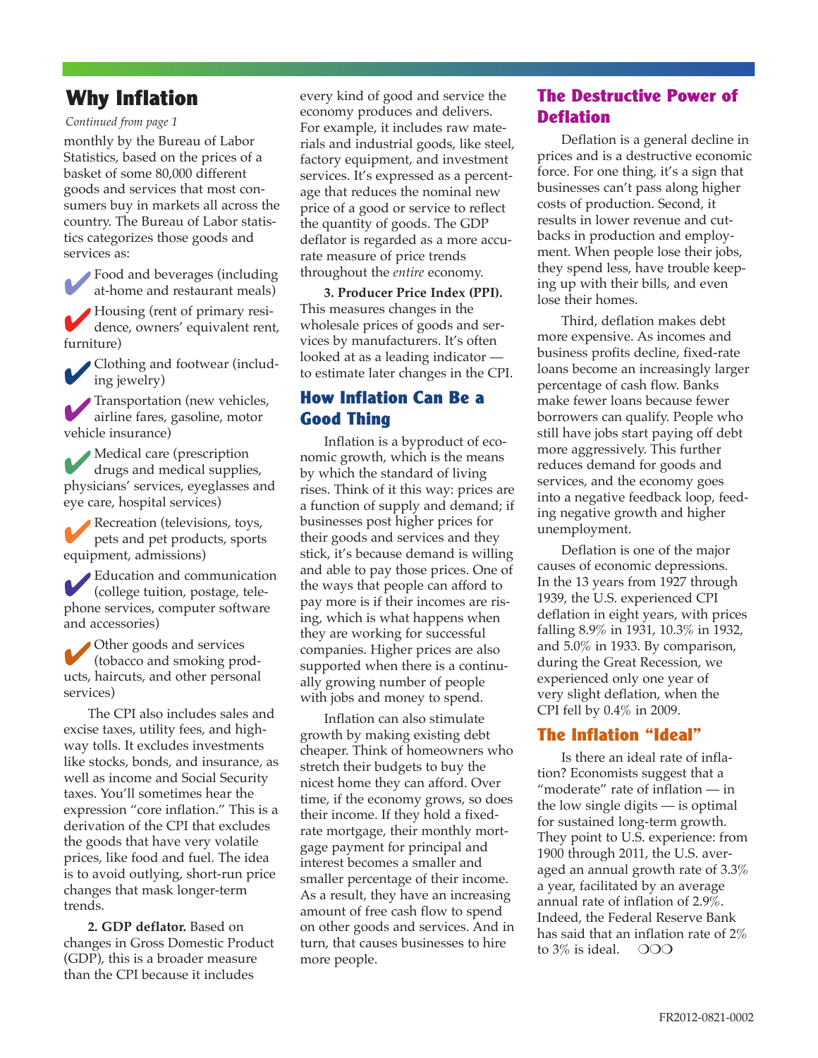## Why Inflation

*Continued from page 1*

monthly by the Bureau of Labor Statistics, based on the prices of a basket of some 80,000 different goods and services that most consumers buy in markets all across the country. The Bureau of Labor statistics categorizes those goods and services as:

- Food and beverages (including at-home and restaurant meals)
- Housing (rent of primary residence, owners' equivalent rent, furniture)
- Clothing and footwear (including jewelry)
- Transportation (new vehicles, airline fares, gasoline, motor vehicle insurance)
- Medical care (prescription drugs and medical supplies, physicians' services, eyeglasses and eye care, hospital services)
- Recreation (televisions, toys, pets and pet products, sports equipment, admissions)
- Education and communication (college tuition, postage, telephone services, computer software and accessories)
- Other goods and services (tobacco and smoking products, haircuts, and other personal services)

The CPI also includes sales and excise taxes, utility fees, and highway tolls. It excludes investments like stocks, bonds, and insurance, as well as income and Social Security taxes. You'll sometimes hear the expression "core inflation." This is a derivation of the CPI that excludes the goods that have very volatile prices, like food and fuel. The idea is to avoid outlying, short-run price changes that mask longer-term trends.

**2. GDP deflator.** Based on changes in Gross Domestic Product (GDP), this is a broader measure than the CPI because it includes every kind of good and service the economy produces and delivers. For example, it includes raw materials and industrial goods, like steel, factory equipment, and investment services. It's expressed as a percentage that reduces the nominal new price of a good or service to reflect the quantity of goods. The GDP deflator is regarded as a more accurate measure of price trends throughout the *entire* economy.

**3. Producer Price Index (PPI).** This measures changes in the wholesale prices of goods and services by manufacturers. It's often looked at as a leading indicator — to estimate later changes in the CPI.

## How Inflation Can Be a Good Thing

Inflation is a byproduct of economic growth, which is the means by which the standard of living rises. Think of it this way: prices are a function of supply and demand; if businesses post higher prices for their goods and services and they stick, it's because demand is willing and able to pay those prices. One of the ways that people can afford to pay more is if their incomes are rising, which is what happens when they are working for successful companies. Higher prices are also supported when there is a continually growing number of people with jobs and money to spend.

Inflation can also stimulate growth by making existing debt cheaper. Think of homeowners who stretch their budgets to buy the nicest home they can afford. Over time, if the economy grows, so does their income. If they hold a fixed-rate mortgage, their monthly mortgage payment for principal and interest becomes a smaller and smaller percentage of their income. As a result, they have an increasing amount of free cash flow to spend on other goods and services. And in turn, that causes businesses to hire more people.

## The Destructive Power of Deflation

Deflation is a general decline in prices and is a destructive economic force. For one thing, it's a sign that businesses can't pass along higher costs of production. Second, it results in lower revenue and cutbacks in production and employment. When people lose their jobs, they spend less, have trouble keeping up with their bills, and even lose their homes.

Third, deflation makes debt more expensive. As incomes and business profits decline, fixed-rate loans become an increasingly larger percentage of cash flow. Banks make fewer loans because fewer borrowers can qualify. People who still have jobs start paying off debt more aggressively. This further reduces demand for goods and services, and the economy goes into a negative feedback loop, feeding negative growth and higher unemployment.

Deflation is one of the major causes of economic depressions. In the 13 years from 1927 through 1939, the U.S. experienced CPI deflation in eight years, with prices falling 8.9% in 1931, 10.3% in 1932, and 5.0% in 1933. By comparison, during the Great Recession, we experienced only one year of very slight deflation, when the CPI fell by 0.4% in 2009.

## The Inflation "Ideal"

Is there an ideal rate of inflation? Economists suggest that a "moderate" rate of inflation — in the low single digits — is optimal for sustained long-term growth. They point to U.S. experience: from 1900 through 2011, the U.S. averaged an annual growth rate of 3.3% a year, facilitated by an average annual rate of inflation of 2.9%. Indeed, the Federal Reserve Bank has said that an inflation rate of 2% to 3% is ideal. ❍❍❍

FR2012-0821-0002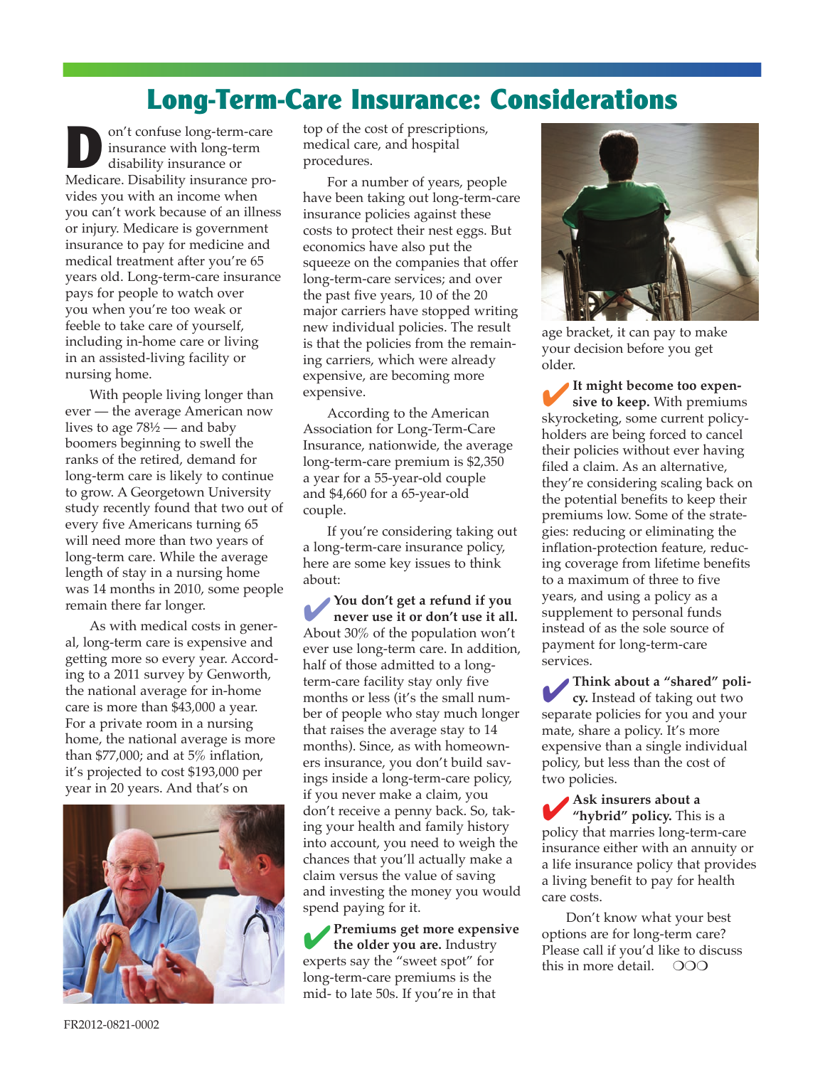# Long-Term-Care Insurance: Considerations

Don't confuse long-term-care insurance with long-term disability insurance or Medicare. Disability insurance provides you with an income when you can't work because of an illness or injury. Medicare is government insurance to pay for medicine and medical treatment after you're 65 years old. Long-term-care insurance pays for people to watch over you when you're too weak or feeble to take care of yourself, including in-home care or living in an assisted-living facility or nursing home.

With people living longer than ever — the average American now lives to age 78½ — and baby boomers beginning to swell the ranks of the retired, demand for long-term care is likely to continue to grow. A Georgetown University study recently found that two out of every five Americans turning 65 will need more than two years of long-term care. While the average length of stay in a nursing home was 14 months in 2010, some people remain there far longer.

As with medical costs in general, long-term care is expensive and getting more so every year. According to a 2011 survey by Genworth, the national average for in-home care is more than $43,000 a year. For a private room in a nursing home, the national average is more than $77,000; and at 5% inflation, it's projected to cost $193,000 per year in 20 years. And that's on top of the cost of prescriptions, medical care, and hospital procedures.

For a number of years, people have been taking out long-term-care insurance policies against these costs to protect their nest eggs. But economics have also put the squeeze on the companies that offer long-term-care services; and over the past five years, 10 of the 20 major carriers have stopped writing new individual policies. The result is that the policies from the remaining carriers, which were already expensive, are becoming more expensive.

According to the American Association for Long-Term-Care Insurance, nationwide, the average long-term-care premium is $2,350 a year for a 55-year-old couple and $4,660 for a 65-year-old couple.

If you're considering taking out a long-term-care insurance policy, here are some key issues to think about:

✔ **You don't get a refund if you never use it or don't use it all.** About 30% of the population won't ever use long-term care. In addition, half of those admitted to a long-term-care facility stay only five months or less (it's the small number of people who stay much longer that raises the average stay to 14 months). Since, as with homeowners insurance, you don't build savings inside a long-term-care policy, if you never make a claim, you don't receive a penny back. So, taking your health and family history into account, you need to weigh the chances that you'll actually make a claim versus the value of saving and investing the money you would spend paying for it.

✔ **Premiums get more expensive the older you are.** Industry experts say the "sweet spot" for long-term-care premiums is the mid- to late 50s. If you're in that age bracket, it can pay to make your decision before you get older.

✔ **It might become too expensive to keep.** With premiums skyrocketing, some current policyholders are being forced to cancel their policies without ever having filed a claim. As an alternative, they're considering scaling back on the potential benefits to keep their premiums low. Some of the strategies: reducing or eliminating the inflation-protection feature, reducing coverage from lifetime benefits to a maximum of three to five years, and using a policy as a supplement to personal funds instead of as the sole source of payment for long-term-care services.

✔ **Think about a "shared" policy.** Instead of taking out two separate policies for you and your mate, share a policy. It's more expensive than a single individual policy, but less than the cost of two policies.

✔ **Ask insurers about a "hybrid" policy.** This is a policy that marries long-term-care insurance either with an annuity or a life insurance policy that provides a living benefit to pay for health care costs.

Don't know what your best options are for long-term care? Please call if you'd like to discuss this in more detail. ❍❍❍

FR2012-0821-0002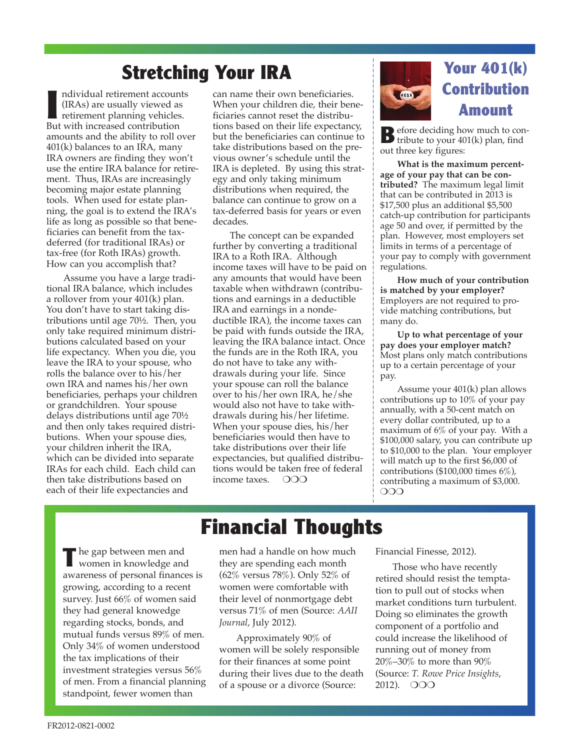# Stretching Your IRA

Individual retirement accounts (IRAs) are usually viewed as retirement planning vehicles. But with increased contribution amounts and the ability to roll over 401(k) balances to an IRA, many IRA owners are finding they won't use the entire IRA balance for retirement. Thus, IRAs are increasingly becoming major estate planning tools. When used for estate planning, the goal is to extend the IRA's life as long as possible so that beneficiaries can benefit from the tax-deferred (for traditional IRAs) or tax-free (for Roth IRAs) growth. How can you accomplish that?

Assume you have a large traditional IRA balance, which includes a rollover from your 401(k) plan. You don't have to start taking distributions until age 70½. Then, you only take required minimum distributions calculated based on your life expectancy. When you die, you leave the IRA to your spouse, who rolls the balance over to his/her own IRA and names his/her own beneficiaries, perhaps your children or grandchildren. Your spouse delays distributions until age 70½ and then only takes required distributions. When your spouse dies, your children inherit the IRA, which can be divided into separate IRAs for each child. Each child can then take distributions based on each of their life expectancies and can name their own beneficiaries. When your children die, their beneficiaries cannot reset the distributions based on their life expectancy, but the beneficiaries can continue to take distributions based on the previous owner's schedule until the IRA is depleted. By using this strategy and only taking minimum distributions when required, the balance can continue to grow on a tax-deferred basis for years or even decades.

The concept can be expanded further by converting a traditional IRA to a Roth IRA. Although income taxes will have to be paid on any amounts that would have been taxable when withdrawn (contributions and earnings in a deductible IRA and earnings in a nondeductible IRA), the income taxes can be paid with funds outside the IRA, leaving the IRA balance intact. Once the funds are in the Roth IRA, you do not have to take any withdrawals during your life. Since your spouse can roll the balance over to his/her own IRA, he/she would also not have to take withdrawals during his/her lifetime. When your spouse dies, his/her beneficiaries would then have to take distributions over their life expectancies, but qualified distributions would be taken free of federal income taxes. ❍❍❍

# Your 401(k) Contribution Amount

Before deciding how much to contribute to your 401(k) plan, find out three key figures:

**What is the maximum percentage of your pay that can be contributed?** The maximum legal limit that can be contributed in 2013 is $17,500 plus an additional $5,500 catch-up contribution for participants age 50 and over, if permitted by the plan. However, most employers set limits in terms of a percentage of your pay to comply with government regulations.

**How much of your contribution is matched by your employer?** Employers are not required to provide matching contributions, but many do.

**Up to what percentage of your pay does your employer match?** Most plans only match contributions up to a certain percentage of your pay.

Assume your 401(k) plan allows contributions up to 10% of your pay annually, with a 50-cent match on every dollar contributed, up to a maximum of 6% of your pay. With a $100,000 salary, you can contribute up to $10,000 to the plan. Your employer will match up to the first $6,000 of contributions ($100,000 times 6%), contributing a maximum of $3,000. ❍❍❍

# Financial Thoughts

The gap between men and women in knowledge and awareness of personal finances is growing, according to a recent survey. Just 66% of women said they had general knowedge regarding stocks, bonds, and mutual funds versus 89% of men. Only 34% of women understood the tax implications of their investment strategies versus 56% of men. From a financial planning standpoint, fewer women than men had a handle on how much they are spending each month (62% versus 78%). Only 52% of women were comfortable with their level of nonmortgage debt versus 71% of men (Source: *AAII Journal*, July 2012).

Approximately 90% of women will be solely responsible for their finances at some point during their lives due to the death of a spouse or a divorce (Source: Financial Finesse, 2012).

Those who have recently retired should resist the temptation to pull out of stocks when market conditions turn turbulent. Doing so eliminates the growth component of a portfolio and could increase the likelihood of running out of money from 20%–30% to more than 90% (Source: *T. Rowe Price Insights*, 2012). ❍❍❍

FR2012-0821-0002